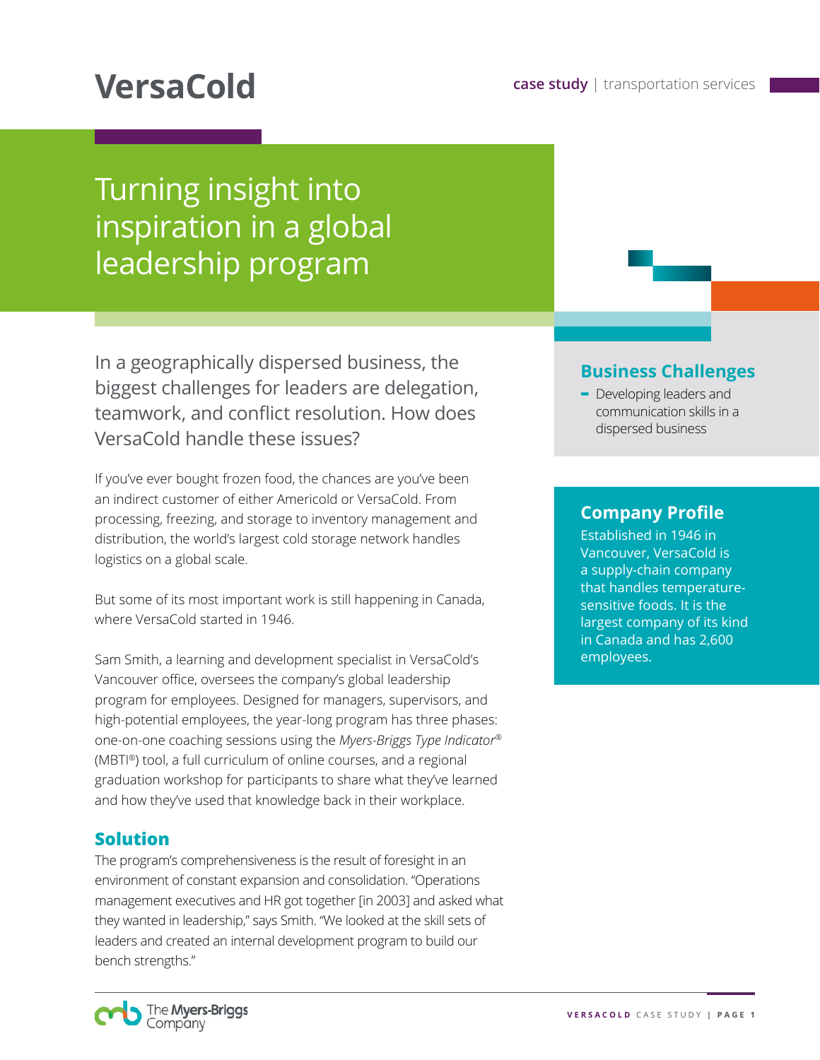# VersaCold

**case study** | transportation services

## Turning insight into inspiration in a global leadership program

In a geographically dispersed business, the biggest challenges for leaders are delegation, teamwork, and conflict resolution. How does VersaCold handle these issues?

### Business Challenges

- Developing leaders and communication skills in a dispersed business

### Company Profile

Established in 1946 in Vancouver, VersaCold is a supply-chain company that handles temperature-sensitive foods. It is the largest company of its kind in Canada and has 2,600 employees.

If you've ever bought frozen food, the chances are you've been an indirect customer of either Americold or VersaCold. From processing, freezing, and storage to inventory management and distribution, the world's largest cold storage network handles logistics on a global scale.

But some of its most important work is still happening in Canada, where VersaCold started in 1946.

Sam Smith, a learning and development specialist in VersaCold's Vancouver office, oversees the company's global leadership program for employees. Designed for managers, supervisors, and high-potential employees, the year-long program has three phases: one-on-one coaching sessions using the *Myers-Briggs Type Indicator®* (MBTI®) tool, a full curriculum of online courses, and a regional graduation workshop for participants to share what they've learned and how they've used that knowledge back in their workplace.

### Solution

The program's comprehensiveness is the result of foresight in an environment of constant expansion and consolidation. "Operations management executives and HR got together [in 2003] and asked what they wanted in leadership," says Smith. "We looked at the skill sets of leaders and created an internal development program to build our bench strengths."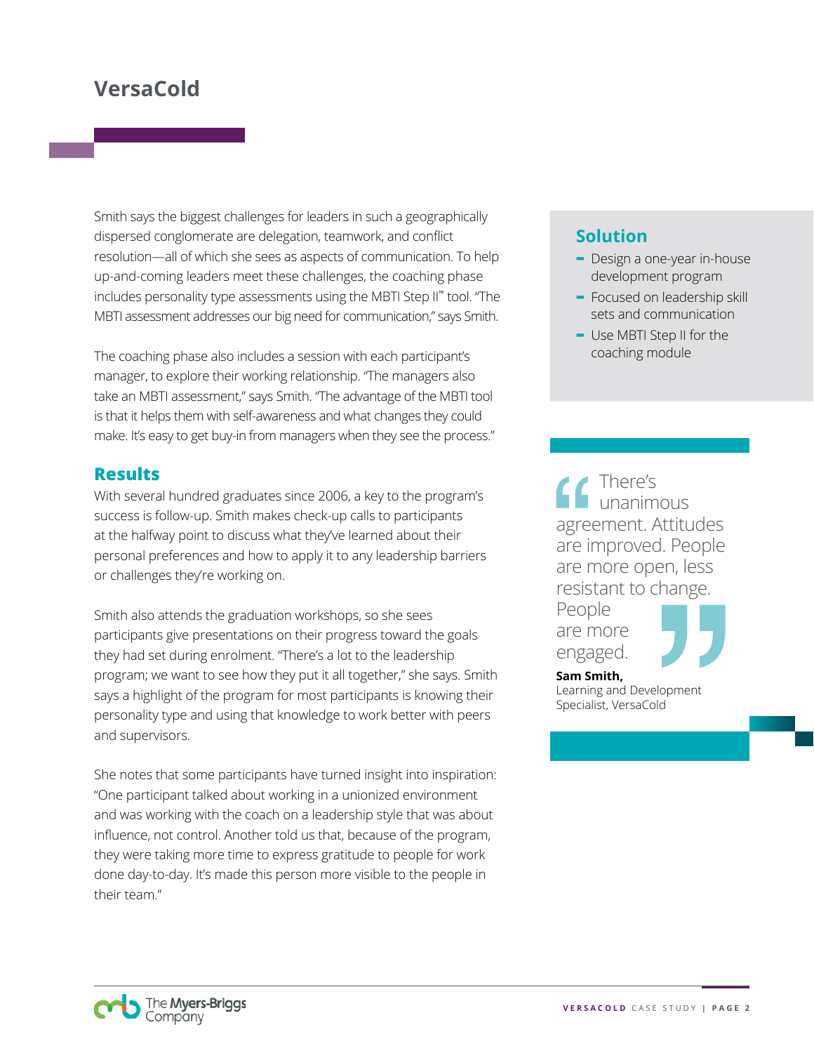# VersaCold

Smith says the biggest challenges for leaders in such a geographically dispersed conglomerate are delegation, teamwork, and conflict resolution—all of which she sees as aspects of communication. To help up-and-coming leaders meet these challenges, the coaching phase includes personality type assessments using the MBTI Step II™ tool. "The MBTI assessment addresses our big need for communication," says Smith.

The coaching phase also includes a session with each participant's manager, to explore their working relationship. "The managers also take an MBTI assessment," says Smith. "The advantage of the MBTI tool is that it helps them with self-awareness and what changes they could make. It's easy to get buy-in from managers when they see the process."

## Results

With several hundred graduates since 2006, a key to the program's success is follow-up. Smith makes check-up calls to participants at the halfway point to discuss what they've learned about their personal preferences and how to apply it to any leadership barriers or challenges they're working on.

Smith also attends the graduation workshops, so she sees participants give presentations on their progress toward the goals they had set during enrolment. "There's a lot to the leadership program; we want to see how they put it all together," she says. Smith says a highlight of the program for most participants is knowing their personality type and using that knowledge to work better with peers and supervisors.

She notes that some participants have turned insight into inspiration: "One participant talked about working in a unionized environment and was working with the coach on a leadership style that was about influence, not control. Another told us that, because of the program, they were taking more time to express gratitude to people for work done day-to-day. It's made this person more visible to the people in their team."

## Solution

- Design a one-year in-house development program
- Focused on leadership skill sets and communication
- Use MBTI Step II for the coaching module

> "There's unanimous agreement. Attitudes are improved. People are more open, less resistant to change. People are more engaged."
>
> **Sam Smith,**
> Learning and Development Specialist, VersaCold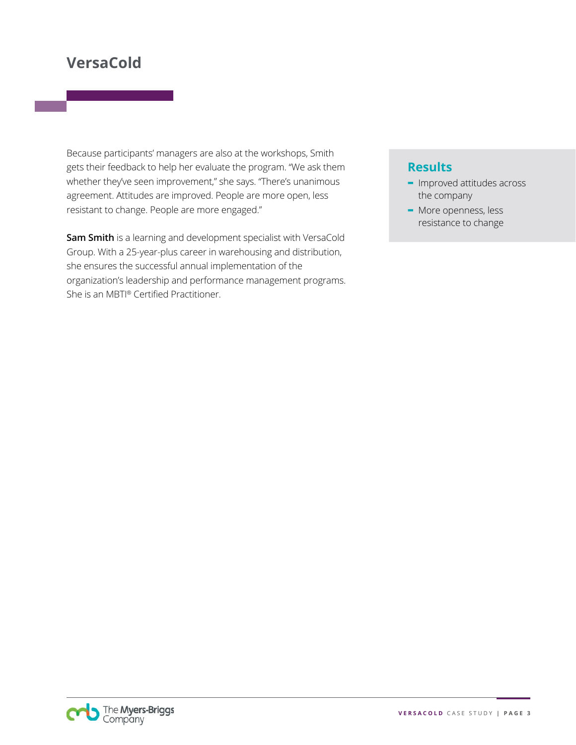# VersaCold

Because participants' managers are also at the workshops, Smith gets their feedback to help her evaluate the program. "We ask them whether they've seen improvement," she says. "There's unanimous agreement. Attitudes are improved. People are more open, less resistant to change. People are more engaged."

**Sam Smith** is a learning and development specialist with VersaCold Group. With a 25-year-plus career in warehousing and distribution, she ensures the successful annual implementation of the organization's leadership and performance management programs. She is an MBTI® Certified Practitioner.

## Results

- Improved attitudes across the company
- More openness, less resistance to change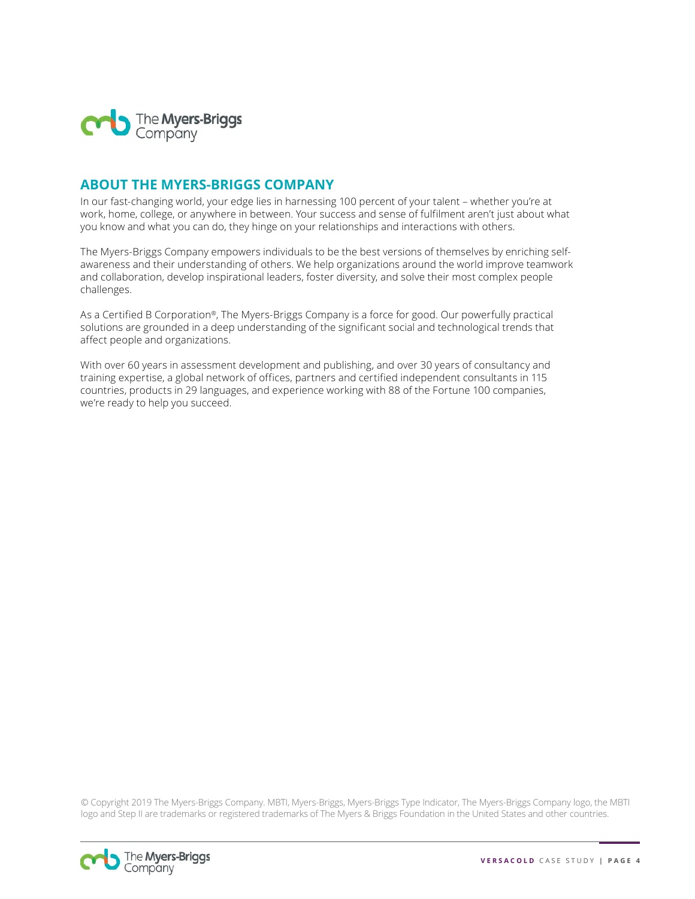## ABOUT THE MYERS-BRIGGS COMPANY

In our fast-changing world, your edge lies in harnessing 100 percent of your talent – whether you're at work, home, college, or anywhere in between. Your success and sense of fulfilment aren't just about what you know and what you can do, they hinge on your relationships and interactions with others.

The Myers-Briggs Company empowers individuals to be the best versions of themselves by enriching self-awareness and their understanding of others. We help organizations around the world improve teamwork and collaboration, develop inspirational leaders, foster diversity, and solve their most complex people challenges.

As a Certified B Corporation®, The Myers-Briggs Company is a force for good. Our powerfully practical solutions are grounded in a deep understanding of the significant social and technological trends that affect people and organizations.

With over 60 years in assessment development and publishing, and over 30 years of consultancy and training expertise, a global network of offices, partners and certified independent consultants in 115 countries, products in 29 languages, and experience working with 88 of the Fortune 100 companies, we're ready to help you succeed.

© Copyright 2019 The Myers-Briggs Company. MBTI, Myers-Briggs, Myers-Briggs Type Indicator, The Myers-Briggs Company logo, the MBTI logo and Step II are trademarks or registered trademarks of The Myers & Briggs Foundation in the United States and other countries.